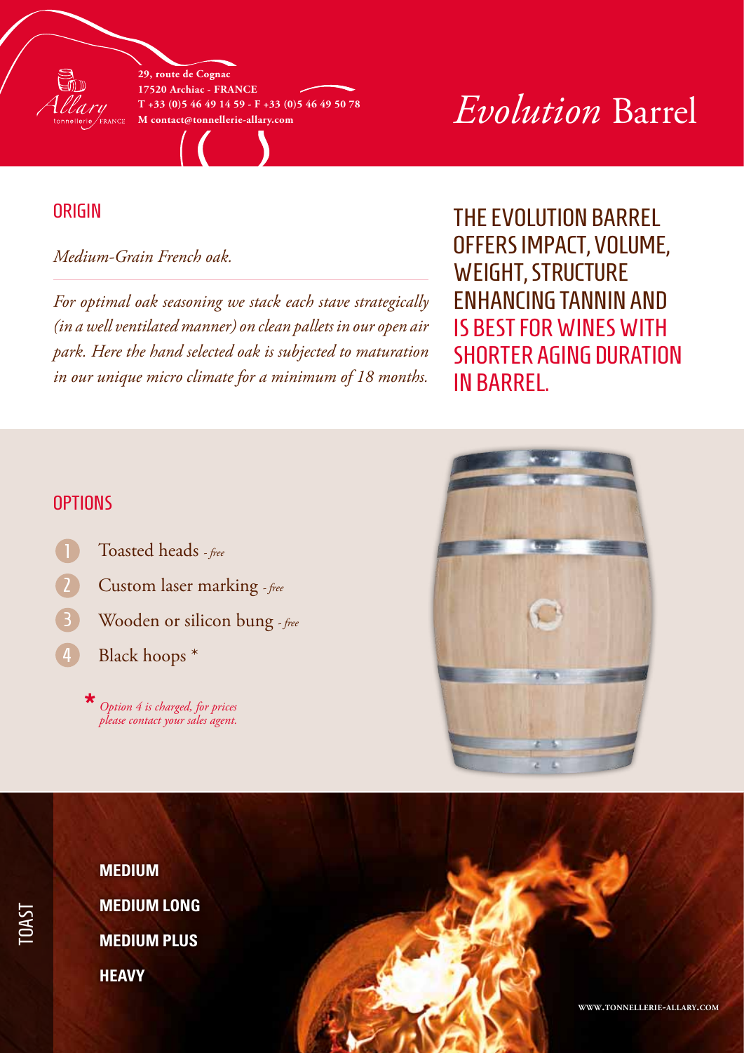29, route de Cognac
17520 Archiac - FRANCE
T +33 (0)5 46 49 14 59 - F +33 (0)5 46 49 50 78
M contact@tonnellerie-allary.com

# *Evolution* Barrel

## ORIGIN

*Medium-Grain French oak.*

*For optimal oak seasoning we stack each stave strategically (in a well ventilated manner) on clean pallets in our open air park. Here the hand selected oak is subjected to maturation in our unique micro climate for a minimum of 18 months.*

THE EVOLUTION BARREL OFFERS IMPACT, VOLUME, WEIGHT, STRUCTURE ENHANCING TANNIN AND IS BEST FOR WINES WITH SHORTER AGING DURATION IN BARREL.

## OPTIONS

1. Toasted heads - *free*
2. Custom laser marking - *free*
3. Wooden or silicon bung - *free*
4. Black hoops *

\* *Option 4 is charged, for prices please contact your sales agent.*

## TOAST

**MEDIUM**

**MEDIUM LONG**

**MEDIUM PLUS**

**HEAVY**

WWW.TONNELLERIE-ALLARY.COM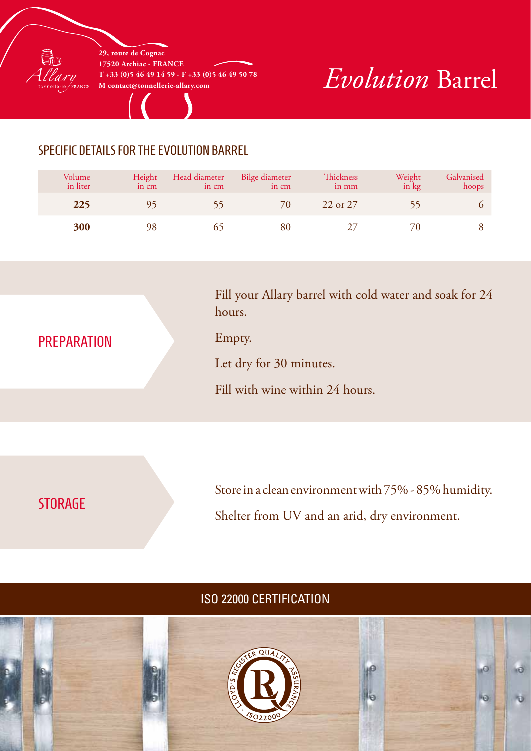29, route de Cognac
17520 Archiac - FRANCE
T +33 (0)5 46 49 14 59 - F +33 (0)5 46 49 50 78
M contact@tonnellerie-allary.com

# *Evolution* Barrel

## SPECIFIC DETAILS FOR THE EVOLUTION BARREL

| Volume in liter | Height in cm | Head diameter in cm | Bilge diameter in cm | Thickness in mm | Weight in kg | Galvanised hoops |
|---|---|---|---|---|---|---|
| **225** | 95 | 55 | 70 | 22 or 27 | 55 | 6 |
| **300** | 98 | 65 | 80 | 27 | 70 | 8 |

## PREPARATION

Fill your Allary barrel with cold water and soak for 24 hours.

Empty.

Let dry for 30 minutes.

Fill with wine within 24 hours.

## STORAGE

Store in a clean environment with 75% - 85% humidity.

Shelter from UV and an arid, dry environment.

## ISO 22000 CERTIFICATION

LLOYD'S REGISTER QUALITY ASSURANCE
ISO22000